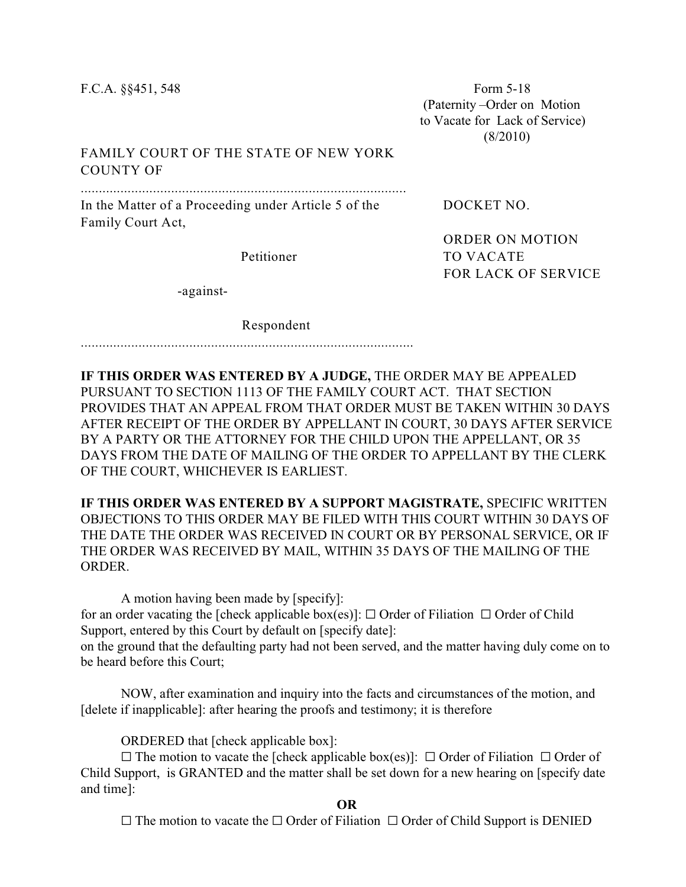F.C.A. §§451, 548

Form 5-18
(Paternity –Order on Motion to Vacate for Lack of Service)
(8/2010)

FAMILY COURT OF THE STATE OF NEW YORK
COUNTY OF

..........................................................................................

In the Matter of a Proceeding under Article 5 of the Family Court Act,

Petitioner

-against-

Respondent

..........................................................................................

DOCKET NO.

ORDER ON MOTION TO VACATE FOR LACK OF SERVICE

**IF THIS ORDER WAS ENTERED BY A JUDGE,** THE ORDER MAY BE APPEALED PURSUANT TO SECTION 1113 OF THE FAMILY COURT ACT. THAT SECTION PROVIDES THAT AN APPEAL FROM THAT ORDER MUST BE TAKEN WITHIN 30 DAYS AFTER RECEIPT OF THE ORDER BY APPELLANT IN COURT, 30 DAYS AFTER SERVICE BY A PARTY OR THE ATTORNEY FOR THE CHILD UPON THE APPELLANT, OR 35 DAYS FROM THE DATE OF MAILING OF THE ORDER TO APPELLANT BY THE CLERK OF THE COURT, WHICHEVER IS EARLIEST.

**IF THIS ORDER WAS ENTERED BY A SUPPORT MAGISTRATE,** SPECIFIC WRITTEN OBJECTIONS TO THIS ORDER MAY BE FILED WITH THIS COURT WITHIN 30 DAYS OF THE DATE THE ORDER WAS RECEIVED IN COURT OR BY PERSONAL SERVICE, OR IF THE ORDER WAS RECEIVED BY MAIL, WITHIN 35 DAYS OF THE MAILING OF THE ORDER.

A motion having been made by [specify]:
for an order vacating the [check applicable box(es)]: ☐ Order of Filiation ☐ Order of Child Support, entered by this Court by default on [specify date]:
on the ground that the defaulting party had not been served, and the matter having duly come on to be heard before this Court;

NOW, after examination and inquiry into the facts and circumstances of the motion, and [delete if inapplicable]: after hearing the proofs and testimony; it is therefore

ORDERED that [check applicable box]:

☐ The motion to vacate the [check applicable box(es)]: ☐ Order of Filiation ☐ Order of Child Support, is GRANTED and the matter shall be set down for a new hearing on [specify date and time]:

**OR**

☐ The motion to vacate the ☐ Order of Filiation ☐ Order of Child Support is DENIED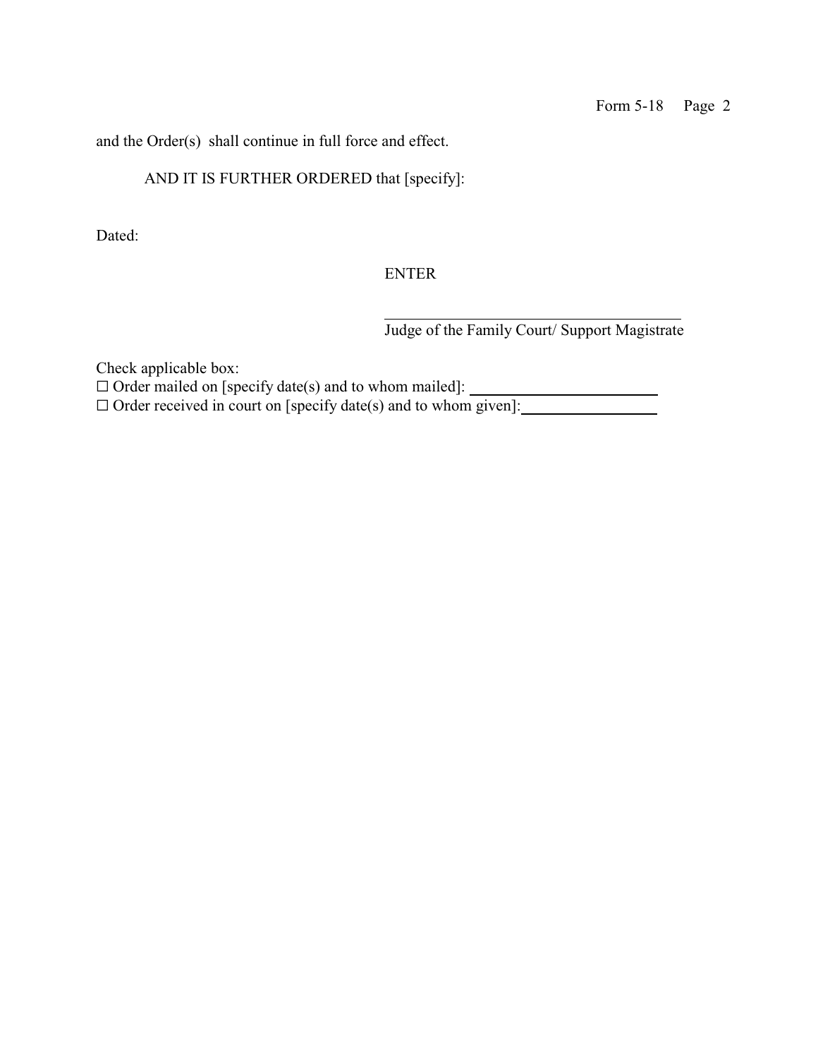and the Order(s) shall continue in full force and effect.

AND IT IS FURTHER ORDERED that [specify]:

Dated:

ENTER

\_\_\_\_\_\_\_\_\_\_\_\_\_\_\_\_\_\_\_\_\_\_\_\_\_\_\_\_\_\_\_\_\_\_\_\_\_\_\_\_

Judge of the Family Court/ Support Magistrate

Check applicable box:

☐ Order mailed on [specify date(s) and to whom mailed]: \_\_\_\_\_\_\_\_\_\_\_\_\_\_\_\_\_\_\_\_\_\_\_\_

☐ Order received in court on [specify date(s) and to whom given]: \_\_\_\_\_\_\_\_\_\_\_\_\_\_\_\_\_\_